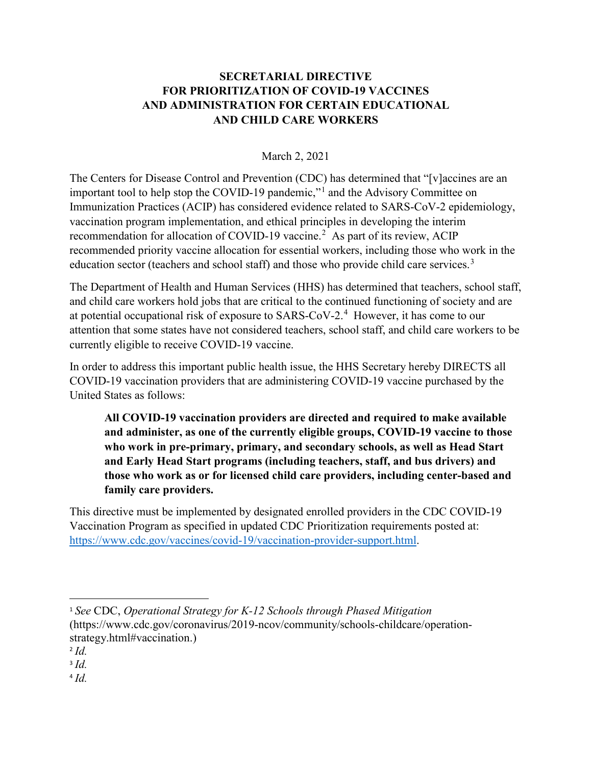# SECRETARIAL DIRECTIVE FOR PRIORITIZATION OF COVID-19 VACCINES AND ADMINISTRATION FOR CERTAIN EDUCATIONAL AND CHILD CARE WORKERS

March 2, 2021

The Centers for Disease Control and Prevention (CDC) has determined that "[v]accines are an important tool to help stop the COVID-19 pandemic,"[1] and the Advisory Committee on Immunization Practices (ACIP) has considered evidence related to SARS-CoV-2 epidemiology, vaccination program implementation, and ethical principles in developing the interim recommendation for allocation of COVID-19 vaccine.[2] As part of its review, ACIP recommended priority vaccine allocation for essential workers, including those who work in the education sector (teachers and school staff) and those who provide child care services.[3]

The Department of Health and Human Services (HHS) has determined that teachers, school staff, and child care workers hold jobs that are critical to the continued functioning of society and are at potential occupational risk of exposure to SARS-CoV-2.[4] However, it has come to our attention that some states have not considered teachers, school staff, and child care workers to be currently eligible to receive COVID-19 vaccine.

In order to address this important public health issue, the HHS Secretary hereby DIRECTS all COVID-19 vaccination providers that are administering COVID-19 vaccine purchased by the United States as follows:

> **All COVID-19 vaccination providers are directed and required to make available and administer, as one of the currently eligible groups, COVID-19 vaccine to those who work in pre-primary, primary, and secondary schools, as well as Head Start and Early Head Start programs (including teachers, staff, and bus drivers) and those who work as or for licensed child care providers, including center-based and family care providers.**

This directive must be implemented by designated enrolled providers in the CDC COVID-19 Vaccination Program as specified in updated CDC Prioritization requirements posted at: [https://www.cdc.gov/vaccines/covid-19/vaccination-provider-support.html](https://www.cdc.gov/vaccines/covid-19/vaccination-provider-support.html).

---

[1] *See* CDC, *Operational Strategy for K-12 Schools through Phased Mitigation* (https://www.cdc.gov/coronavirus/2019-ncov/community/schools-childcare/operation-strategy.html#vaccination.)

[2] *Id.*

[3] *Id.*

[4] *Id.*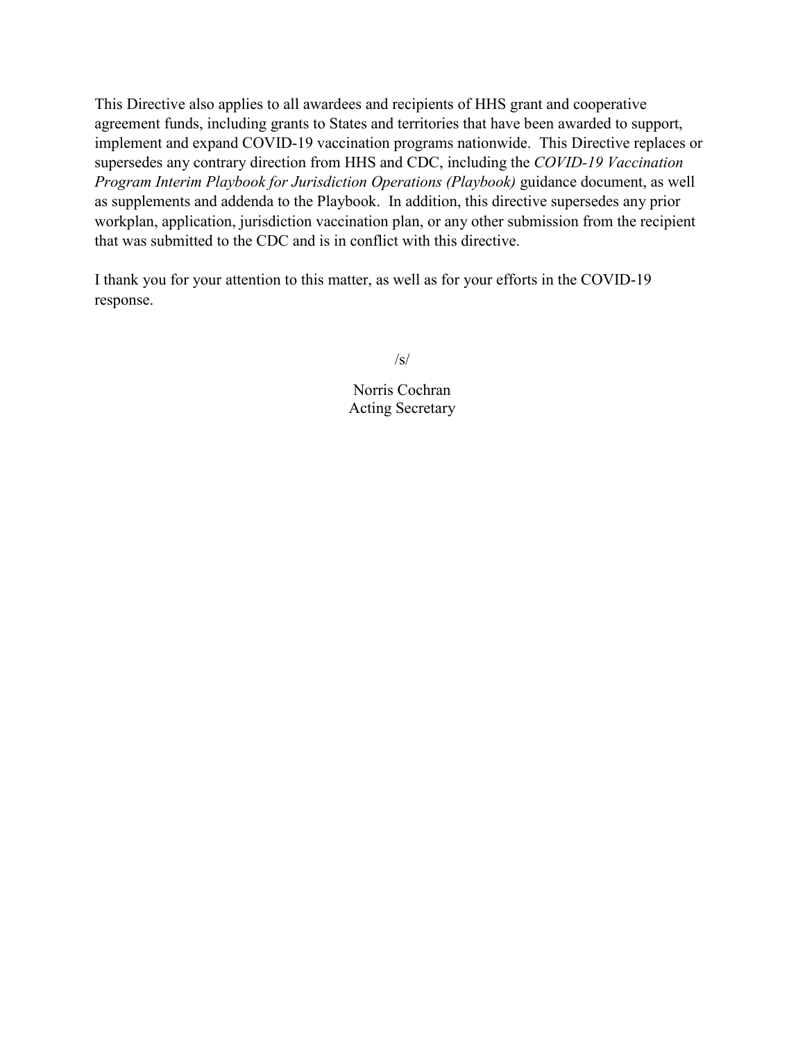This Directive also applies to all awardees and recipients of HHS grant and cooperative agreement funds, including grants to States and territories that have been awarded to support, implement and expand COVID-19 vaccination programs nationwide. This Directive replaces or supersedes any contrary direction from HHS and CDC, including the *COVID-19 Vaccination Program Interim Playbook for Jurisdiction Operations (Playbook)* guidance document, as well as supplements and addenda to the Playbook. In addition, this directive supersedes any prior workplan, application, jurisdiction vaccination plan, or any other submission from the recipient that was submitted to the CDC and is in conflict with this directive.

I thank you for your attention to this matter, as well as for your efforts in the COVID-19 response.

/s/

Norris Cochran
Acting Secretary